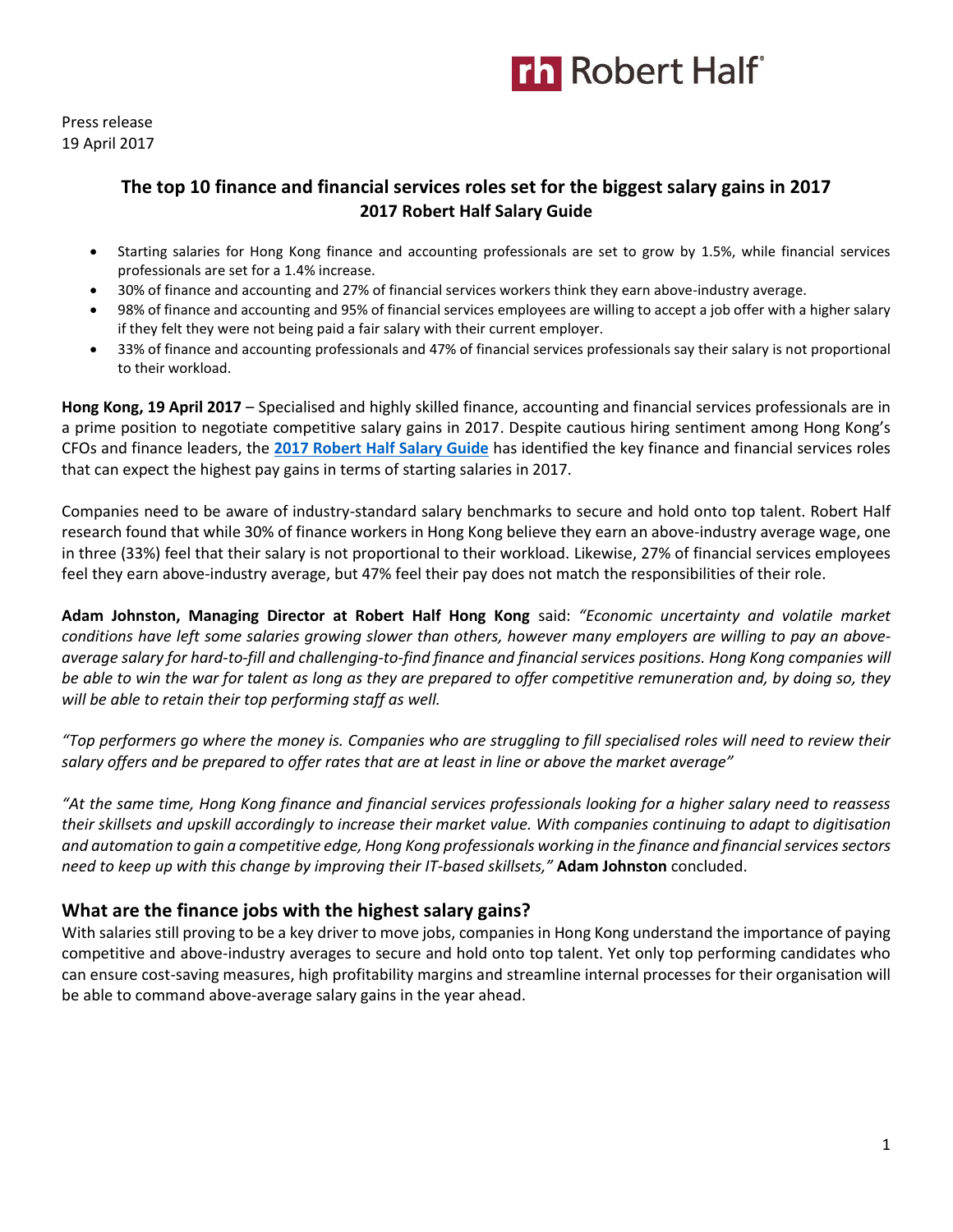Press release
19 April 2017

## The top 10 finance and financial services roles set for the biggest salary gains in 2017
### 2017 Robert Half Salary Guide

- Starting salaries for Hong Kong finance and accounting professionals are set to grow by 1.5%, while financial services professionals are set for a 1.4% increase.
- 30% of finance and accounting and 27% of financial services workers think they earn above-industry average.
- 98% of finance and accounting and 95% of financial services employees are willing to accept a job offer with a higher salary if they felt they were not being paid a fair salary with their current employer.
- 33% of finance and accounting professionals and 47% of financial services professionals say their salary is not proportional to their workload.

**Hong Kong, 19 April 2017** – Specialised and highly skilled finance, accounting and financial services professionals are in a prime position to negotiate competitive salary gains in 2017. Despite cautious hiring sentiment among Hong Kong's CFOs and finance leaders, the **2017 Robert Half Salary Guide** has identified the key finance and financial services roles that can expect the highest pay gains in terms of starting salaries in 2017.

Companies need to be aware of industry-standard salary benchmarks to secure and hold onto top talent. Robert Half research found that while 30% of finance workers in Hong Kong believe they earn an above-industry average wage, one in three (33%) feel that their salary is not proportional to their workload. Likewise, 27% of financial services employees feel they earn above-industry average, but 47% feel their pay does not match the responsibilities of their role.

**Adam Johnston, Managing Director at Robert Half Hong Kong** said: *"Economic uncertainty and volatile market conditions have left some salaries growing slower than others, however many employers are willing to pay an above-average salary for hard-to-fill and challenging-to-find finance and financial services positions. Hong Kong companies will be able to win the war for talent as long as they are prepared to offer competitive remuneration and, by doing so, they will be able to retain their top performing staff as well.*

*"Top performers go where the money is. Companies who are struggling to fill specialised roles will need to review their salary offers and be prepared to offer rates that are at least in line or above the market average"*

*"At the same time, Hong Kong finance and financial services professionals looking for a higher salary need to reassess their skillsets and upskill accordingly to increase their market value. With companies continuing to adapt to digitisation and automation to gain a competitive edge, Hong Kong professionals working in the finance and financial services sectors need to keep up with this change by improving their IT-based skillsets,"* **Adam Johnston** concluded.

## What are the finance jobs with the highest salary gains?

With salaries still proving to be a key driver to move jobs, companies in Hong Kong understand the importance of paying competitive and above-industry averages to secure and hold onto top talent. Yet only top performing candidates who can ensure cost-saving measures, high profitability margins and streamline internal processes for their organisation will be able to command above-average salary gains in the year ahead.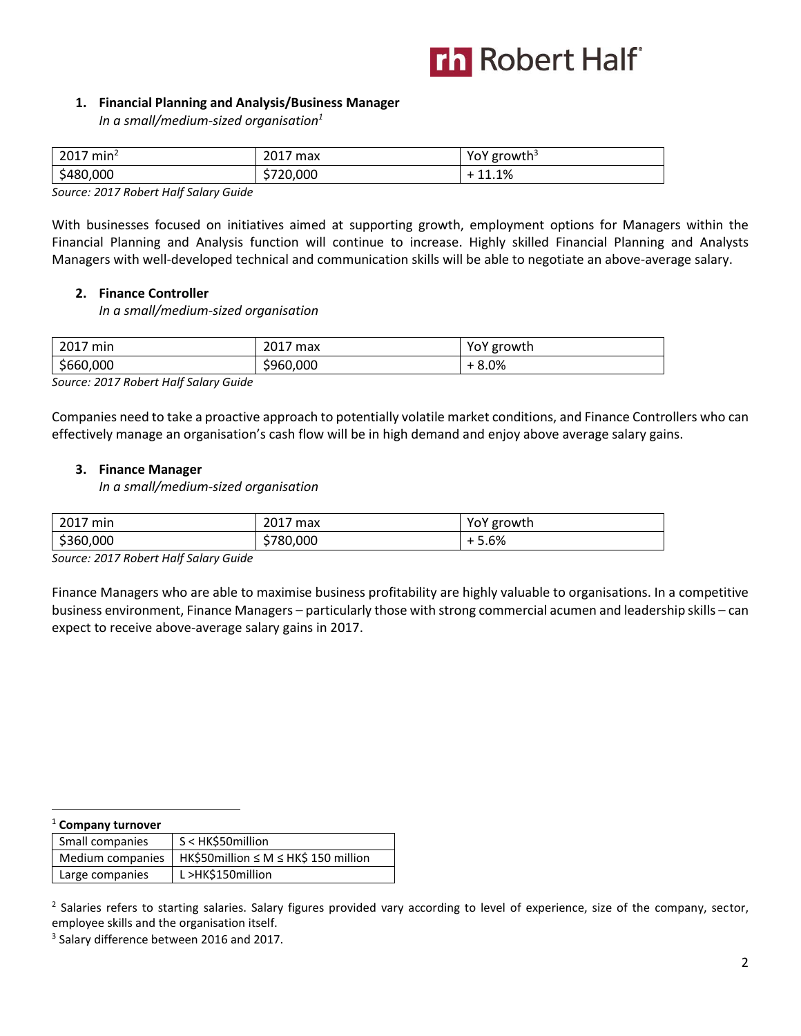### 1. Financial Planning and Analysis/Business Manager

*In a small/medium-sized organisation*[1]

| 2017 min[2] | 2017 max | YoY growth[3] |
| --- | --- | --- |
| $480,000 | $720,000 | + 11.1% |

*Source: 2017 Robert Half Salary Guide*

With businesses focused on initiatives aimed at supporting growth, employment options for Managers within the Financial Planning and Analysis function will continue to increase. Highly skilled Financial Planning and Analysts Managers with well-developed technical and communication skills will be able to negotiate an above-average salary.

### 2. Finance Controller

*In a small/medium-sized organisation*

| 2017 min | 2017 max | YoY growth |
| --- | --- | --- |
| $660,000 | $960,000 | + 8.0% |

*Source: 2017 Robert Half Salary Guide*

Companies need to take a proactive approach to potentially volatile market conditions, and Finance Controllers who can effectively manage an organisation's cash flow will be in high demand and enjoy above average salary gains.

### 3. Finance Manager

*In a small/medium-sized organisation*

| 2017 min | 2017 max | YoY growth |
| --- | --- | --- |
| $360,000 | $780,000 | + 5.6% |

*Source: 2017 Robert Half Salary Guide*

Finance Managers who are able to maximise business profitability are highly valuable to organisations. In a competitive business environment, Finance Managers – particularly those with strong commercial acumen and leadership skills – can expect to receive above-average salary gains in 2017.

---

[1] **Company turnover**

| Small companies | S < HK$50million |
| --- | --- |
| Medium companies | HK$50million ≤ M ≤ HK$ 150 million |
| Large companies | L >HK$150million |

[2] Salaries refers to starting salaries. Salary figures provided vary according to level of experience, size of the company, sector, employee skills and the organisation itself.

[3] Salary difference between 2016 and 2017.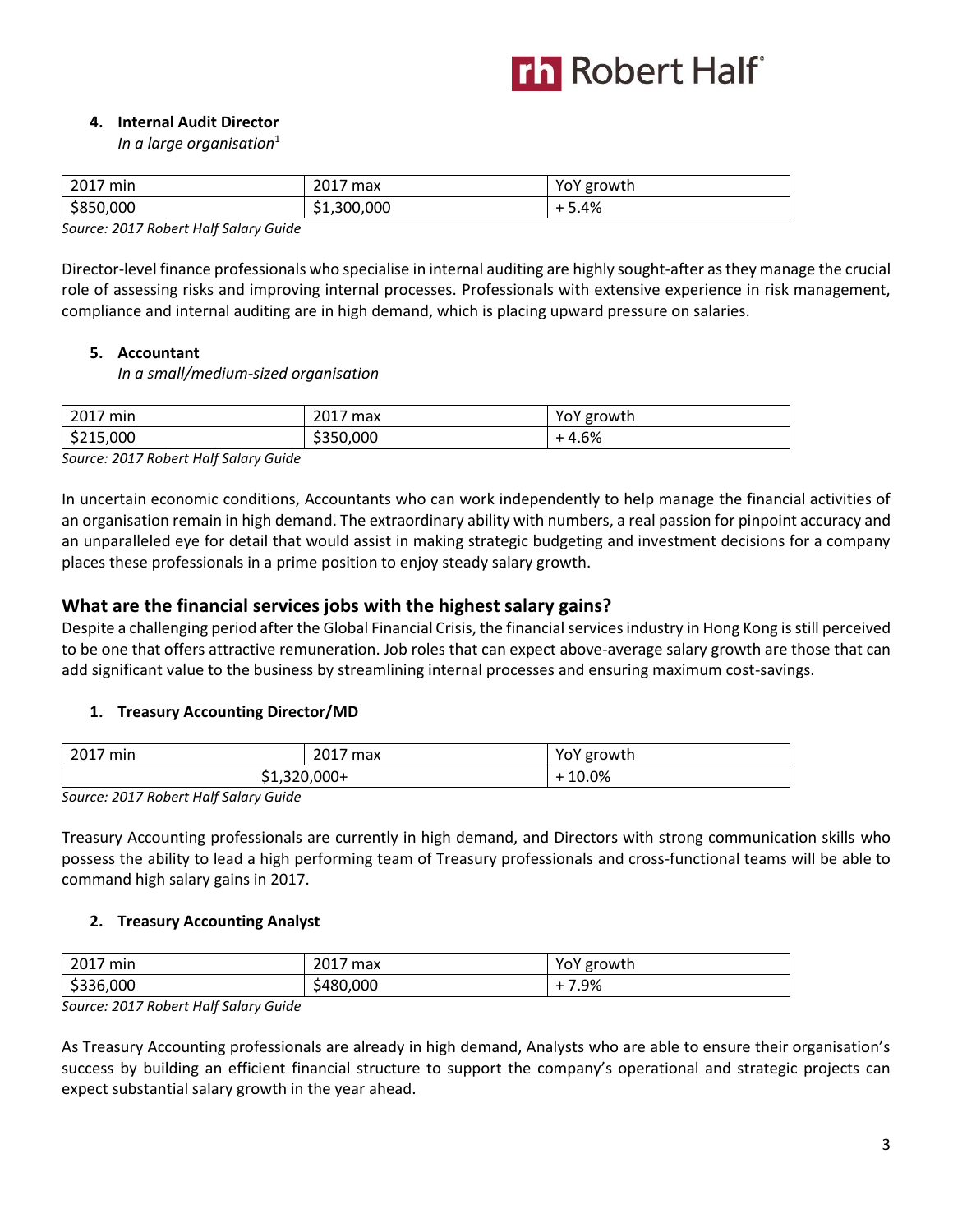4. **Internal Audit Director**
   *In a large organisation*[1]

| 2017 min | 2017 max | YoY growth |
|---|---|---|
| $850,000 | $1,300,000 | + 5.4% |

*Source: 2017 Robert Half Salary Guide*

Director-level finance professionals who specialise in internal auditing are highly sought-after as they manage the crucial role of assessing risks and improving internal processes. Professionals with extensive experience in risk management, compliance and internal auditing are in high demand, which is placing upward pressure on salaries.

5. **Accountant**
   *In a small/medium-sized organisation*

| 2017 min | 2017 max | YoY growth |
|---|---|---|
| $215,000 | $350,000 | + 4.6% |

*Source: 2017 Robert Half Salary Guide*

In uncertain economic conditions, Accountants who can work independently to help manage the financial activities of an organisation remain in high demand. The extraordinary ability with numbers, a real passion for pinpoint accuracy and an unparalleled eye for detail that would assist in making strategic budgeting and investment decisions for a company places these professionals in a prime position to enjoy steady salary growth.

## What are the financial services jobs with the highest salary gains?

Despite a challenging period after the Global Financial Crisis, the financial services industry in Hong Kong is still perceived to be one that offers attractive remuneration. Job roles that can expect above-average salary growth are those that can add significant value to the business by streamlining internal processes and ensuring maximum cost-savings.

1. **Treasury Accounting Director/MD**

| 2017 min | 2017 max | YoY growth |
|---|---|---|
| $1,320,000+ | | + 10.0% |

*Source: 2017 Robert Half Salary Guide*

Treasury Accounting professionals are currently in high demand, and Directors with strong communication skills who possess the ability to lead a high performing team of Treasury professionals and cross-functional teams will be able to command high salary gains in 2017.

2. **Treasury Accounting Analyst**

| 2017 min | 2017 max | YoY growth |
|---|---|---|
| $336,000 | $480,000 | + 7.9% |

*Source: 2017 Robert Half Salary Guide*

As Treasury Accounting professionals are already in high demand, Analysts who are able to ensure their organisation's success by building an efficient financial structure to support the company's operational and strategic projects can expect substantial salary growth in the year ahead.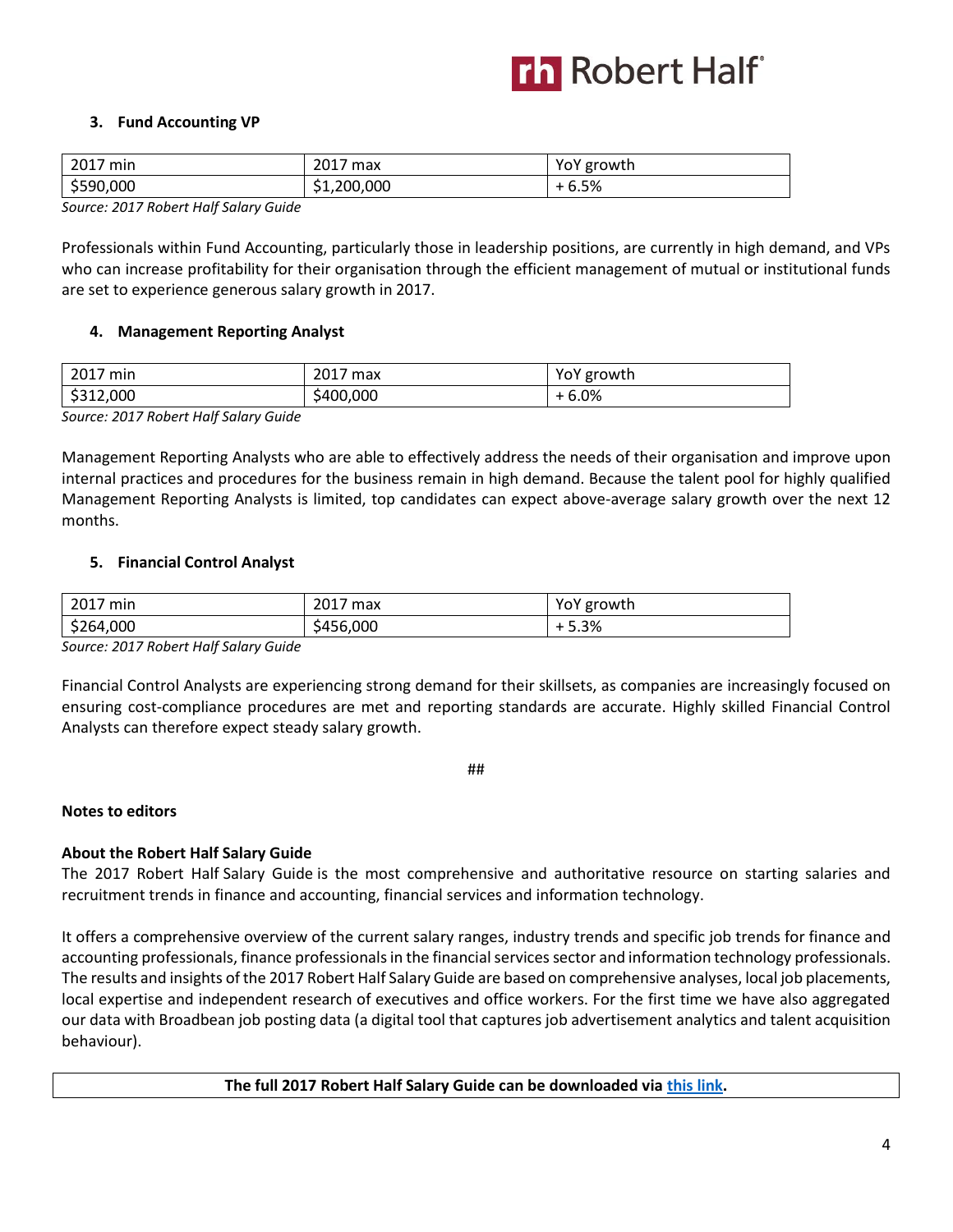### 3. Fund Accounting VP

| 2017 min | 2017 max | YoY growth |
|---|---|---|
| $590,000 | $1,200,000 | + 6.5% |

*Source: 2017 Robert Half Salary Guide*

Professionals within Fund Accounting, particularly those in leadership positions, are currently in high demand, and VPs who can increase profitability for their organisation through the efficient management of mutual or institutional funds are set to experience generous salary growth in 2017.

### 4. Management Reporting Analyst

| 2017 min | 2017 max | YoY growth |
|---|---|---|
| $312,000 | $400,000 | + 6.0% |

*Source: 2017 Robert Half Salary Guide*

Management Reporting Analysts who are able to effectively address the needs of their organisation and improve upon internal practices and procedures for the business remain in high demand. Because the talent pool for highly qualified Management Reporting Analysts is limited, top candidates can expect above-average salary growth over the next 12 months.

### 5. Financial Control Analyst

| 2017 min | 2017 max | YoY growth |
|---|---|---|
| $264,000 | $456,000 | + 5.3% |

*Source: 2017 Robert Half Salary Guide*

Financial Control Analysts are experiencing strong demand for their skillsets, as companies are increasingly focused on ensuring cost-compliance procedures are met and reporting standards are accurate. Highly skilled Financial Control Analysts can therefore expect steady salary growth.

##

**Notes to editors**

**About the Robert Half Salary Guide**

The 2017 Robert Half Salary Guide is the most comprehensive and authoritative resource on starting salaries and recruitment trends in finance and accounting, financial services and information technology.

It offers a comprehensive overview of the current salary ranges, industry trends and specific job trends for finance and accounting professionals, finance professionals in the financial services sector and information technology professionals. The results and insights of the 2017 Robert Half Salary Guide are based on comprehensive analyses, local job placements, local expertise and independent research of executives and office workers. For the first time we have also aggregated our data with Broadbean job posting data (a digital tool that captures job advertisement analytics and talent acquisition behaviour).

**The full 2017 Robert Half Salary Guide can be downloaded via this link.**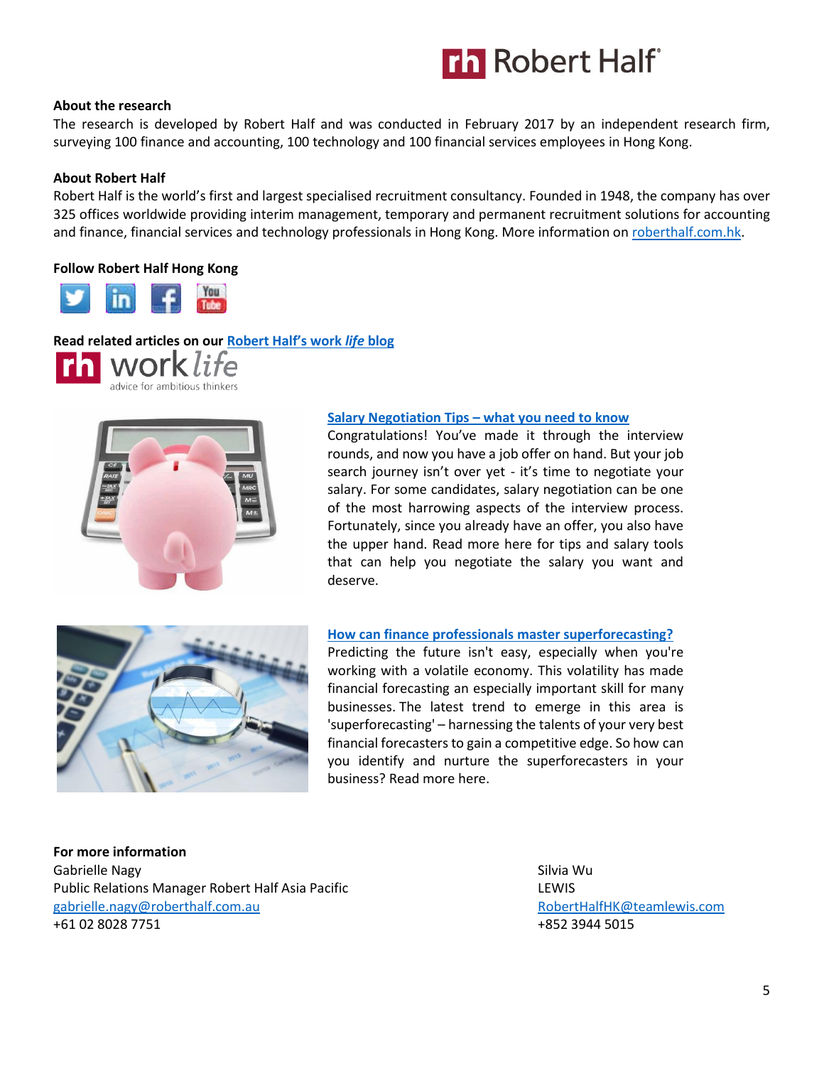### About the research

The research is developed by Robert Half and was conducted in February 2017 by an independent research firm, surveying 100 finance and accounting, 100 technology and 100 financial services employees in Hong Kong.

### About Robert Half

Robert Half is the world's first and largest specialised recruitment consultancy. Founded in 1948, the company has over 325 offices worldwide providing interim management, temporary and permanent recruitment solutions for accounting and finance, financial services and technology professionals in Hong Kong. More information on roberthalf.com.hk.

### Follow Robert Half Hong Kong

### Read related articles on our Robert Half's work *life* blog

work *life*
advice for ambitious thinkers

**Salary Negotiation Tips – what you need to know**

Congratulations! You've made it through the interview rounds, and now you have a job offer on hand. But your job search journey isn't over yet - it's time to negotiate your salary. For some candidates, salary negotiation can be one of the most harrowing aspects of the interview process. Fortunately, since you already have an offer, you also have the upper hand. Read more here for tips and salary tools that can help you negotiate the salary you want and deserve.

**How can finance professionals master superforecasting?**

Predicting the future isn't easy, especially when you're working with a volatile economy. This volatility has made financial forecasting an especially important skill for many businesses. The latest trend to emerge in this area is 'superforecasting' – harnessing the talents of your very best financial forecasters to gain a competitive edge. So how can you identify and nurture the superforecasters in your business? Read more here.

### For more information

Gabrielle Nagy
Public Relations Manager Robert Half Asia Pacific
gabrielle.nagy@roberthalf.com.au
+61 02 8028 7751

Silvia Wu
LEWIS
RobertHalfHK@teamlewis.com
+852 3944 5015